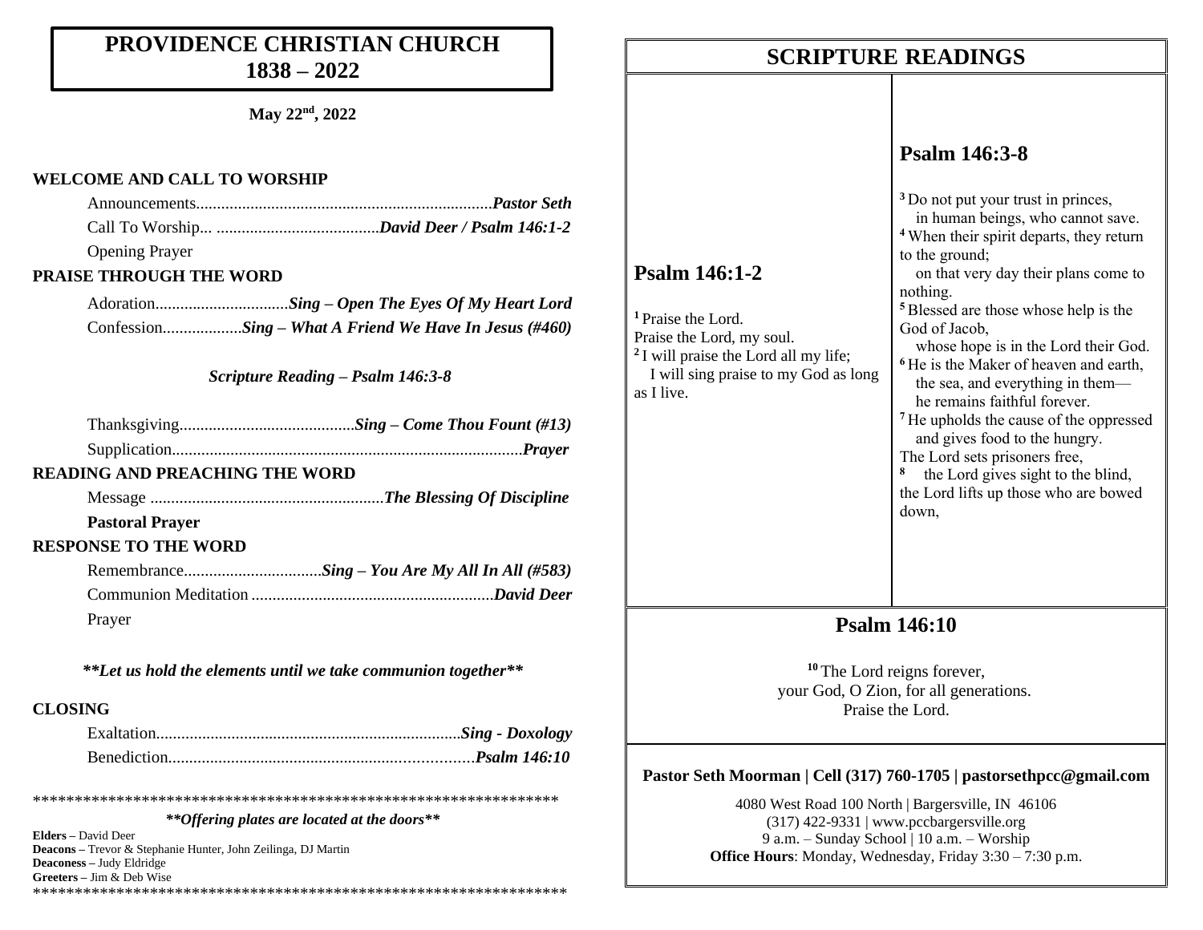# PROVIDENCE CHRISTIAN CHURCH
# 1838 – 2022

**May 22nd, 2022**

**WELCOME AND CALL TO WORSHIP**

Announcements...................................................................... ***Pastor Seth***

Call To Worship... ....................................... ***David Deer / Psalm 146:1-2***

Opening Prayer

**PRAISE THROUGH THE WORD**

Adoration................................ ***Sing – Open The Eyes Of My Heart Lord***

Confession................... ***Sing – What A Friend We Have In Jesus (#460)***

***Scripture Reading – Psalm 146:3-8***

Thanksgiving.......................................... ***Sing – Come Thou Fount (#13)***

Supplication................................................................................... ***Prayer***

**READING AND PREACHING THE WORD**

Message ....................................................... ***The Blessing Of Discipline***

**Pastoral Prayer**

**RESPONSE TO THE WORD**

Remembrance................................. ***Sing – You Are My All In All (#583)***

Communion Meditation ......................................................... ***David Deer***

Prayer

***\*\*Let us hold the elements until we take communion together\*\****

**CLOSING**

Exaltation........................................................................ ***Sing - Doxology***

Benediction........................................................................ ***Psalm 146:10***

*****************************************************************

***\*\*Offering plates are located at the doors\*\****

**Elders –** David Deer
**Deacons –** Trevor & Stephanie Hunter, John Zeilinga, DJ Martin
**Deaconess –** Judy Eldridge
**Greeters –** Jim & Deb Wise

*****************************************************************

## SCRIPTURE READINGS

### Psalm 146:1-2

[1] Praise the Lord.
Praise the Lord, my soul.
[2] I will praise the Lord all my life;
I will sing praise to my God as long as I live.

### Psalm 146:3-8

[3] Do not put your trust in princes,
in human beings, who cannot save.
[4] When their spirit departs, they return to the ground;
on that very day their plans come to nothing.
[5] Blessed are those whose help is the God of Jacob,
whose hope is in the Lord their God.
[6] He is the Maker of heaven and earth,
the sea, and everything in them—
he remains faithful forever.
[7] He upholds the cause of the oppressed
and gives food to the hungry.
The Lord sets prisoners free,
[8] the Lord gives sight to the blind,
the Lord lifts up those who are bowed down,

### Psalm 146:10

[10] The Lord reigns forever,
your God, O Zion, for all generations.
Praise the Lord.

**Pastor Seth Moorman | Cell (317) 760-1705 | pastorsethpcc@gmail.com**

4080 West Road 100 North | Bargersville, IN 46106
(317) 422-9331 | www.pccbargersville.org
9 a.m. – Sunday School | 10 a.m. – Worship
**Office Hours**: Monday, Wednesday, Friday 3:30 – 7:30 p.m.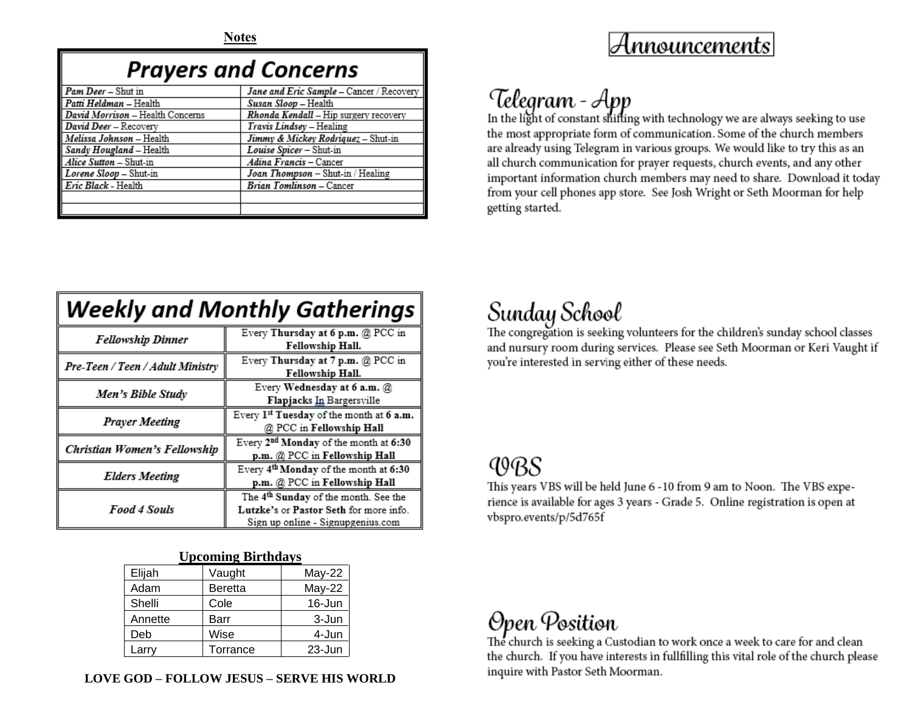**Notes**

## Prayers and Concerns

| | |
|---|---|
| *Pam Deer* – Shut in | *Jane and Eric Sample* – Cancer / Recovery |
| *Patti Heldman* – Health | *Susan Sloop* – Health |
| *David Morrison* – Health Concerns | *Rhonda Kendall* – Hip surgery recovery |
| *David Deer* – Recovery | *Travis Lindsey* – Healing |
| *Melissa Johnson* – Health | *Jimmy & Mickey Rodriquez* – Shut-in |
| *Sandy Hougland* – Health | *Louise Spicer* – Shut-in |
| *Alice Sutton* – Shut-in | *Adina Francis* – Cancer |
| *Lorene Sloop* – Shut-in | *Joan Thompson* – Shut-in / Healing |
| *Eric Black* - Health | *Brian Tomlinson* – Cancer |
| | |
| | |

## Weekly and Monthly Gatherings

| | |
|---|---|
| *Fellowship Dinner* | Every **Thursday at 6 p.m.** @ PCC in **Fellowship Hall.** |
| *Pre-Teen / Teen / Adult Ministry* | Every **Thursday at 7 p.m.** @ PCC in **Fellowship Hall.** |
| *Men's Bible Study* | Every **Wednesday at 6 a.m.** @ **Flapjacks In** Bargersville |
| *Prayer Meeting* | Every **1st Tuesday** of the month at **6 a.m.** @ PCC in **Fellowship Hall** |
| *Christian Women's Fellowship* | Every **2nd Monday** of the month at **6:30 p.m.** @ PCC in **Fellowship Hall** |
| *Elders Meeting* | Every **4th Monday** of the month at **6:30 p.m.** @ PCC in **Fellowship Hall** |
| *Food 4 Souls* | The **4th Sunday** of the month. See the **Lutzke's** or **Pastor Seth** for more info. Sign up online - Signupgenius.com |

**Upcoming Birthdays**

| | | |
|---|---|---|
| Elijah | Vaught | May-22 |
| Adam | Beretta | May-22 |
| Shelli | Cole | 16-Jun |
| Annette | Barr | 3-Jun |
| Deb | Wise | 4-Jun |
| Larry | Torrance | 23-Jun |

**LOVE GOD – FOLLOW JESUS – SERVE HIS WORLD**

# Announcements

## Telegram - App

In the light of constant shifting with technology we are always seeking to use the most appropriate form of communication. Some of the church members are already using Telegram in various groups. We would like to try this as an all church communication for prayer requests, church events, and any other important information church members may need to share. Download it today from your cell phones app store. See Josh Wright or Seth Moorman for help getting started.

## Sunday School

The congregation is seeking volunteers for the children's sunday school classes and nursury room during services. Please see Seth Moorman or Keri Vaught if you're interested in serving either of these needs.

## VBS

This years VBS will be held June 6 -10 from 9 am to Noon. The VBS experience is available for ages 3 years - Grade 5. Online registration is open at vbspro.events/p/5d765f

## Open Position

The church is seeking a Custodian to work once a week to care for and clean the church. If you have interests in fullfilling this vital role of the church please inquire with Pastor Seth Moorman.